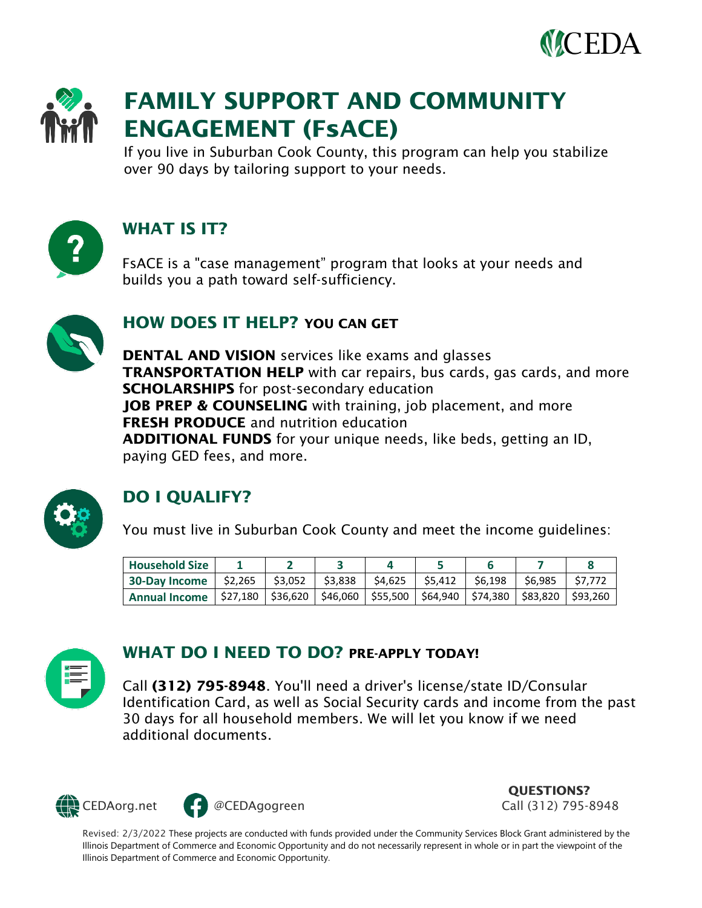CEDA

# FAMILY SUPPORT AND COMMUNITY ENGAGEMENT (FsACE)

If you live in Suburban Cook County, this program can help you stabilize over 90 days by tailoring support to your needs.

## WHAT IS IT?

FsACE is a "case management" program that looks at your needs and builds you a path toward self-sufficiency.

## HOW DOES IT HELP? YOU CAN GET

**DENTAL AND VISION** services like exams and glasses
**TRANSPORTATION HELP** with car repairs, bus cards, gas cards, and more
**SCHOLARSHIPS** for post-secondary education
**JOB PREP & COUNSELING** with training, job placement, and more
**FRESH PRODUCE** and nutrition education
**ADDITIONAL FUNDS** for your unique needs, like beds, getting an ID, paying GED fees, and more.

## DO I QUALIFY?

You must live in Suburban Cook County and meet the income guidelines:

| Household Size | 1 | 2 | 3 | 4 | 5 | 6 | 7 | 8 |
|---|---|---|---|---|---|---|---|---|
| 30-Day Income | $2,265 | $3,052 | $3,838 | $4,625 | $5,412 | $6,198 | $6,985 | $7,772 |
| Annual Income | $27,180 | $36,620 | $46,060 | $55,500 | $64,940 | $74,380 | $83,820 | $93,260 |

## WHAT DO I NEED TO DO? PRE-APPLY TODAY!

Call **(312) 795-8948**. You'll need a driver's license/state ID/Consular Identification Card, as well as Social Security cards and income from the past 30 days for all household members. We will let you know if we need additional documents.

CEDAorg.net @CEDAgogreen

**QUESTIONS?**
Call (312) 795-8948

Revised: 2/3/2022 These projects are conducted with funds provided under the Community Services Block Grant administered by the Illinois Department of Commerce and Economic Opportunity and do not necessarily represent in whole or in part the viewpoint of the Illinois Department of Commerce and Economic Opportunity.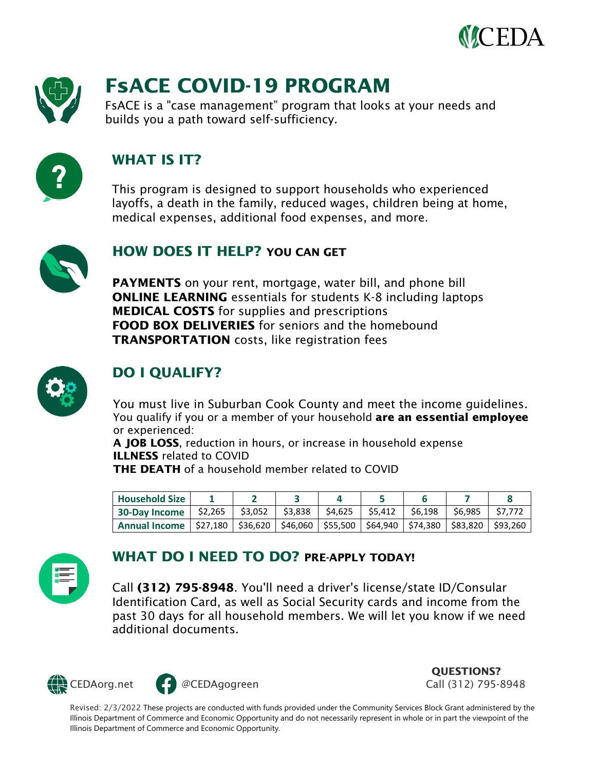CEDA

# FsACE COVID-19 PROGRAM

FsACE is a "case management" program that looks at your needs and builds you a path toward self-sufficiency.

## WHAT IS IT?

This program is designed to support households who experienced layoffs, a death in the family, reduced wages, children being at home, medical expenses, additional food expenses, and more.

## HOW DOES IT HELP? YOU CAN GET

**PAYMENTS** on your rent, mortgage, water bill, and phone bill
**ONLINE LEARNING** essentials for students K-8 including laptops
**MEDICAL COSTS** for supplies and prescriptions
**FOOD BOX DELIVERIES** for seniors and the homebound
**TRANSPORTATION** costs, like registration fees

## DO I QUALIFY?

You must live in Suburban Cook County and meet the income guidelines.
You qualify if you or a member of your household **are an essential employee** or experienced:
**A JOB LOSS**, reduction in hours, or increase in household expense
**ILLNESS** related to COVID
**THE DEATH** of a household member related to COVID

| Household Size | 1 | 2 | 3 | 4 | 5 | 6 | 7 | 8 |
|---|---|---|---|---|---|---|---|---|
| 30-Day Income | $2,265 | $3,052 | $3,838 | $4,625 | $5,412 | $6,198 | $6,985 | $7,772 |
| Annual Income | $27,180 | $36,620 | $46,060 | $55,500 | $64,940 | $74,380 | $83,820 | $93,260 |

## WHAT DO I NEED TO DO? PRE-APPLY TODAY!

Call **(312) 795-8948**. You'll need a driver's license/state ID/Consular Identification Card, as well as Social Security cards and income from the past 30 days for all household members. We will let you know if we need additional documents.

CEDAorg.net @CEDAgogreen

**QUESTIONS?**
Call (312) 795-8948

Revised: 2/3/2022 These projects are conducted with funds provided under the Community Services Block Grant administered by the Illinois Department of Commerce and Economic Opportunity and do not necessarily represent in whole or in part the viewpoint of the Illinois Department of Commerce and Economic Opportunity.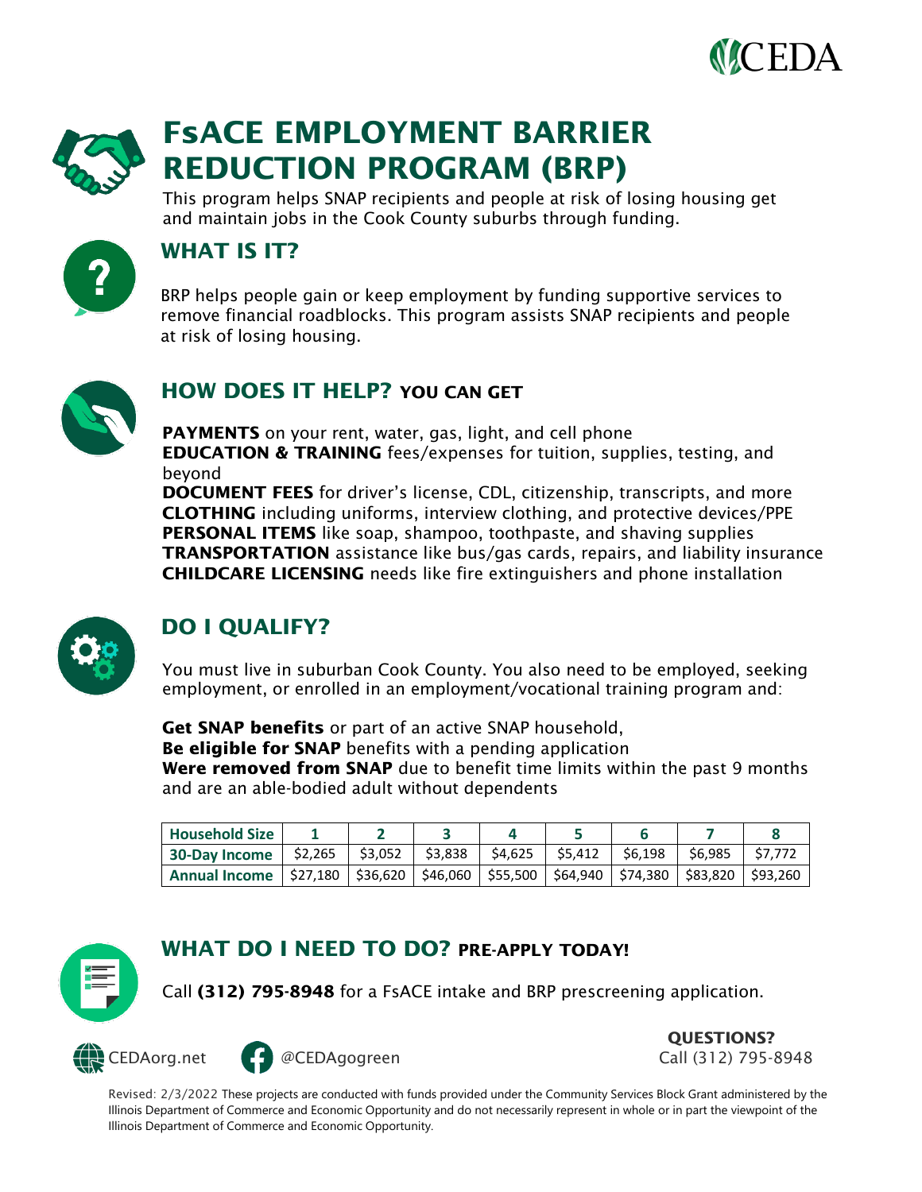CEDA

# FsACE EMPLOYMENT BARRIER REDUCTION PROGRAM (BRP)

This program helps SNAP recipients and people at risk of losing housing get and maintain jobs in the Cook County suburbs through funding.

## WHAT IS IT?

BRP helps people gain or keep employment by funding supportive services to remove financial roadblocks. This program assists SNAP recipients and people at risk of losing housing.

## HOW DOES IT HELP? YOU CAN GET

**PAYMENTS** on your rent, water, gas, light, and cell phone
**EDUCATION & TRAINING** fees/expenses for tuition, supplies, testing, and beyond
**DOCUMENT FEES** for driver's license, CDL, citizenship, transcripts, and more
**CLOTHING** including uniforms, interview clothing, and protective devices/PPE
**PERSONAL ITEMS** like soap, shampoo, toothpaste, and shaving supplies
**TRANSPORTATION** assistance like bus/gas cards, repairs, and liability insurance
**CHILDCARE LICENSING** needs like fire extinguishers and phone installation

## DO I QUALIFY?

You must live in suburban Cook County. You also need to be employed, seeking employment, or enrolled in an employment/vocational training program and:

**Get SNAP benefits** or part of an active SNAP household,
**Be eligible for SNAP** benefits with a pending application
**Were removed from SNAP** due to benefit time limits within the past 9 months and are an able-bodied adult without dependents

| Household Size | 1 | 2 | 3 | 4 | 5 | 6 | 7 | 8 |
|---|---|---|---|---|---|---|---|---|
| 30-Day Income | $2,265 | $3,052 | $3,838 | $4,625 | $5,412 | $6,198 | $6,985 | $7,772 |
| Annual Income | $27,180 | $36,620 | $46,060 | $55,500 | $64,940 | $74,380 | $83,820 | $93,260 |

## WHAT DO I NEED TO DO? PRE-APPLY TODAY!

Call **(312) 795-8948** for a FsACE intake and BRP prescreening application.

CEDAorg.net

@CEDAgogreen

**QUESTIONS?**
Call (312) 795-8948

Revised: 2/3/2022 These projects are conducted with funds provided under the Community Services Block Grant administered by the Illinois Department of Commerce and Economic Opportunity and do not necessarily represent in whole or in part the viewpoint of the Illinois Department of Commerce and Economic Opportunity.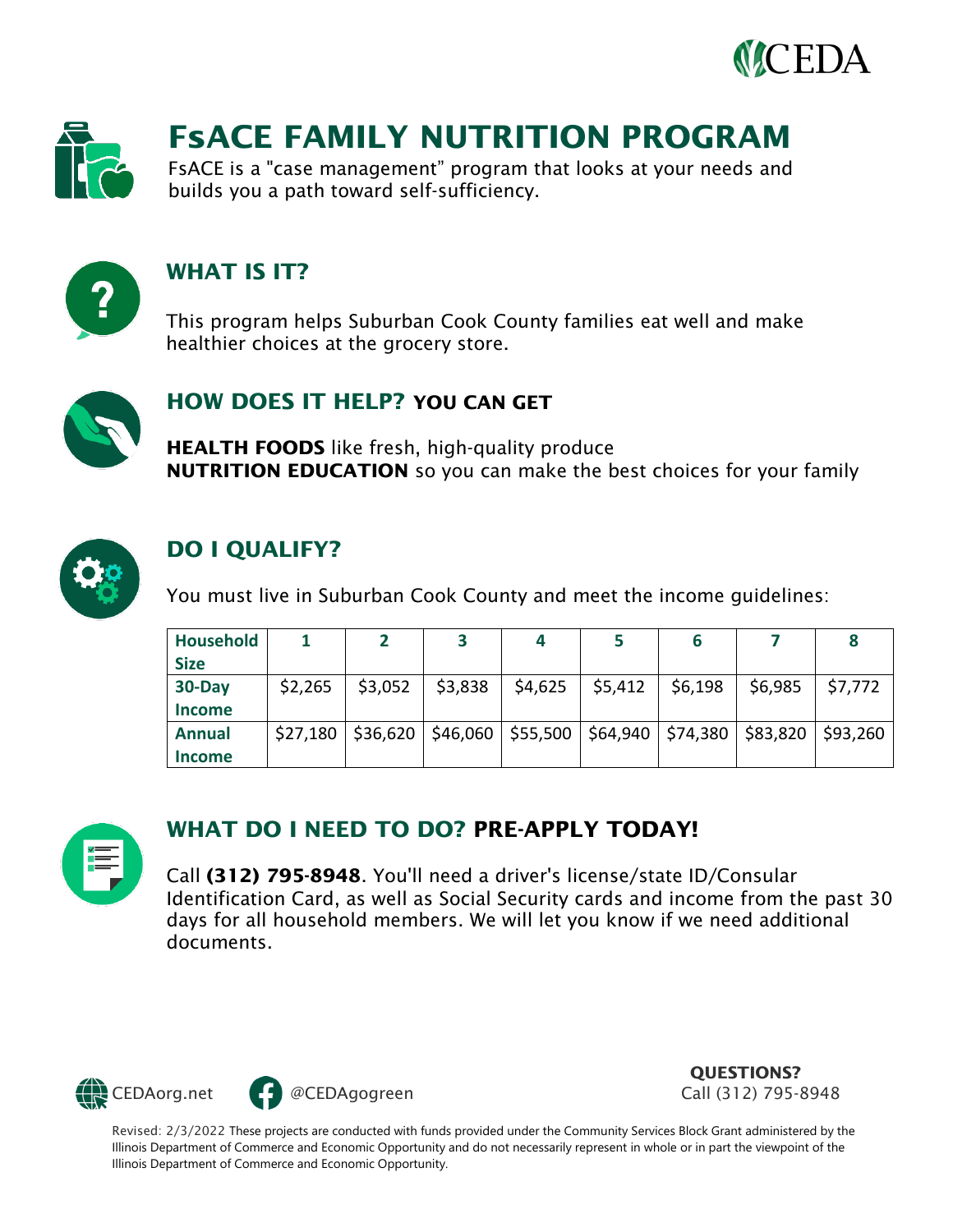CEDA

# FsACE FAMILY NUTRITION PROGRAM

FsACE is a "case management" program that looks at your needs and builds you a path toward self-sufficiency.

## WHAT IS IT?

This program helps Suburban Cook County families eat well and make healthier choices at the grocery store.

## HOW DOES IT HELP? YOU CAN GET

**HEALTH FOODS** like fresh, high-quality produce
**NUTRITION EDUCATION** so you can make the best choices for your family

## DO I QUALIFY?

You must live in Suburban Cook County and meet the income guidelines:

| Household Size | 1 | 2 | 3 | 4 | 5 | 6 | 7 | 8 |
|---|---|---|---|---|---|---|---|---|
| 30-Day Income | $2,265 | $3,052 | $3,838 | $4,625 | $5,412 | $6,198 | $6,985 | $7,772 |
| Annual Income | $27,180 | $36,620 | $46,060 | $55,500 | $64,940 | $74,380 | $83,820 | $93,260 |

## WHAT DO I NEED TO DO? PRE-APPLY TODAY!

Call **(312) 795-8948**. You'll need a driver's license/state ID/Consular Identification Card, as well as Social Security cards and income from the past 30 days for all household members. We will let you know if we need additional documents.

CEDAorg.net @CEDAgogreen

**QUESTIONS?**
Call (312) 795-8948

Revised: 2/3/2022 These projects are conducted with funds provided under the Community Services Block Grant administered by the Illinois Department of Commerce and Economic Opportunity and do not necessarily represent in whole or in part the viewpoint of the Illinois Department of Commerce and Economic Opportunity.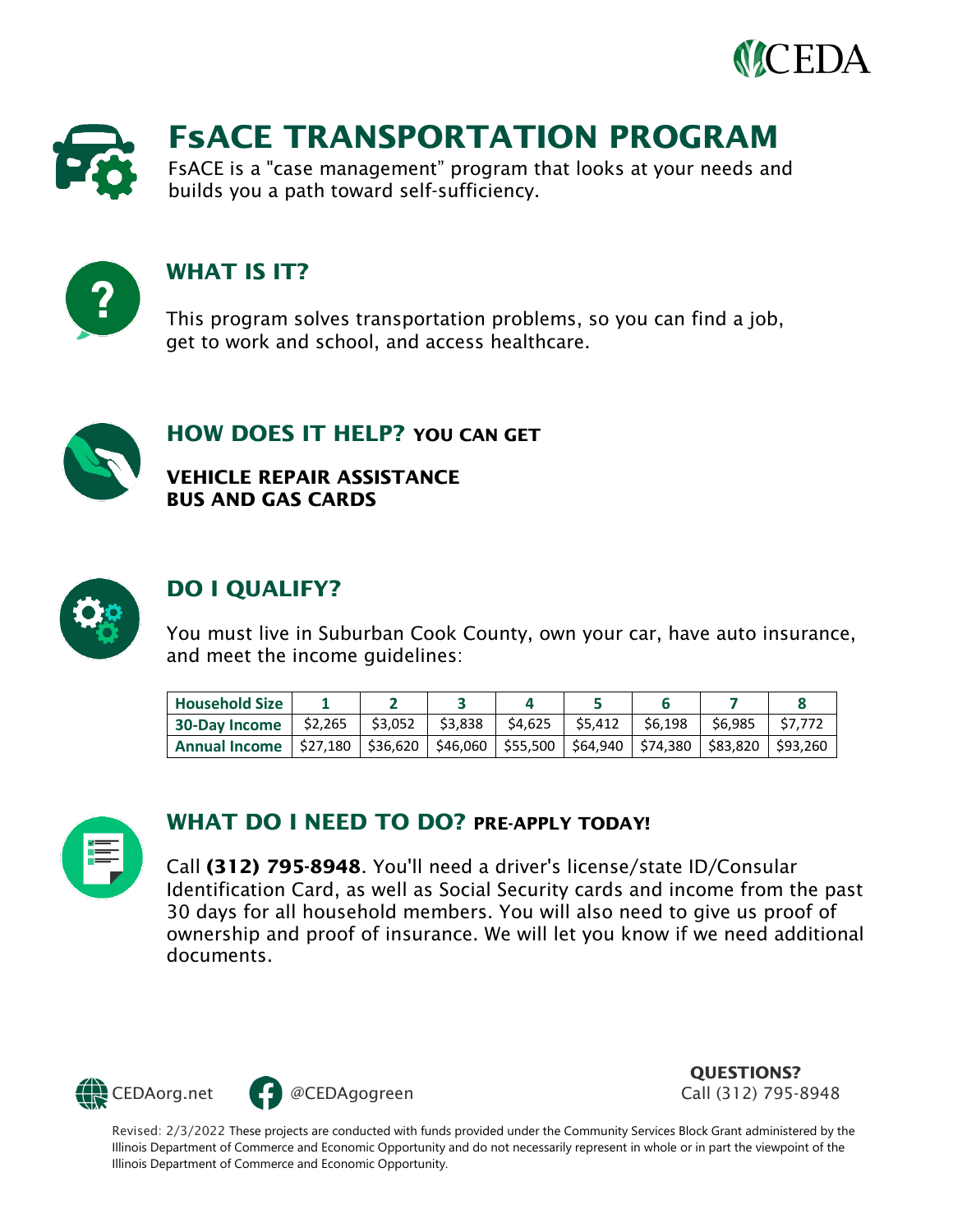CEDA

# FsACE TRANSPORTATION PROGRAM

FsACE is a "case management" program that looks at your needs and builds you a path toward self-sufficiency.

## WHAT IS IT?

This program solves transportation problems, so you can find a job, get to work and school, and access healthcare.

## HOW DOES IT HELP? YOU CAN GET

**VEHICLE REPAIR ASSISTANCE**
**BUS AND GAS CARDS**

## DO I QUALIFY?

You must live in Suburban Cook County, own your car, have auto insurance, and meet the income guidelines:

| Household Size | 1 | 2 | 3 | 4 | 5 | 6 | 7 | 8 |
|---|---|---|---|---|---|---|---|---|
| 30-Day Income | $2,265 | $3,052 | $3,838 | $4,625 | $5,412 | $6,198 | $6,985 | $7,772 |
| Annual Income | $27,180 | $36,620 | $46,060 | $55,500 | $64,940 | $74,380 | $83,820 | $93,260 |

## WHAT DO I NEED TO DO? PRE-APPLY TODAY!

Call **(312) 795-8948**. You'll need a driver's license/state ID/Consular Identification Card, as well as Social Security cards and income from the past 30 days for all household members. You will also need to give us proof of ownership and proof of insurance. We will let you know if we need additional documents.

CEDAorg.net @CEDAgogreen

**QUESTIONS?**
Call (312) 795-8948

Revised: 2/3/2022 These projects are conducted with funds provided under the Community Services Block Grant administered by the Illinois Department of Commerce and Economic Opportunity and do not necessarily represent in whole or in part the viewpoint of the Illinois Department of Commerce and Economic Opportunity.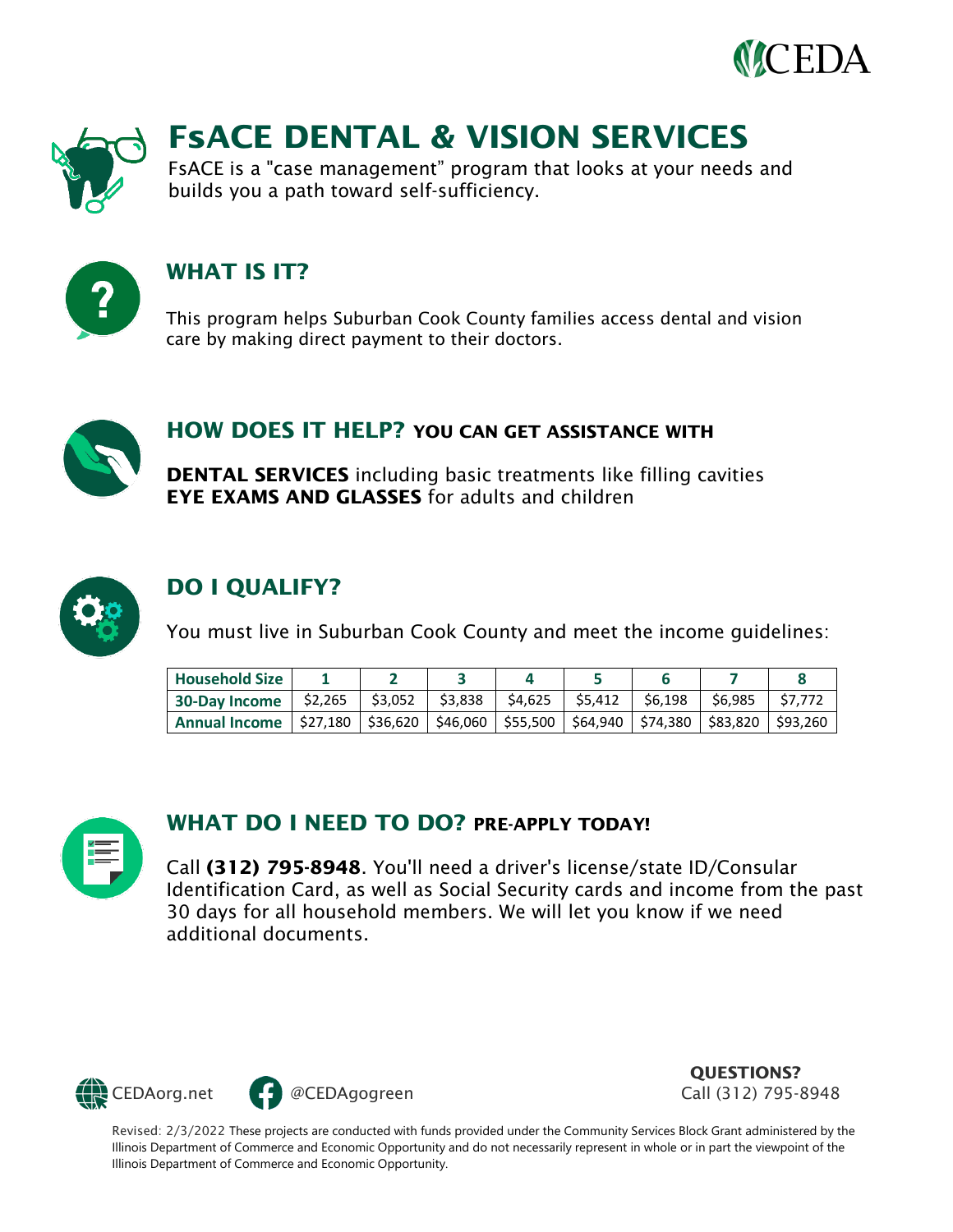CEDA

# FsACE DENTAL & VISION SERVICES

FsACE is a "case management" program that looks at your needs and builds you a path toward self-sufficiency.

## WHAT IS IT?

This program helps Suburban Cook County families access dental and vision care by making direct payment to their doctors.

## HOW DOES IT HELP? YOU CAN GET ASSISTANCE WITH

**DENTAL SERVICES** including basic treatments like filling cavities
**EYE EXAMS AND GLASSES** for adults and children

## DO I QUALIFY?

You must live in Suburban Cook County and meet the income guidelines:

| Household Size | 1 | 2 | 3 | 4 | 5 | 6 | 7 | 8 |
|---|---|---|---|---|---|---|---|---|
| 30-Day Income | $2,265 | $3,052 | $3,838 | $4,625 | $5,412 | $6,198 | $6,985 | $7,772 |
| Annual Income | $27,180 | $36,620 | $46,060 | $55,500 | $64,940 | $74,380 | $83,820 | $93,260 |

## WHAT DO I NEED TO DO? PRE-APPLY TODAY!

Call **(312) 795-8948**. You'll need a driver's license/state ID/Consular Identification Card, as well as Social Security cards and income from the past 30 days for all household members. We will let you know if we need additional documents.

CEDAorg.net @CEDAgogreen

**QUESTIONS?**
Call (312) 795-8948

Revised: 2/3/2022 These projects are conducted with funds provided under the Community Services Block Grant administered by the Illinois Department of Commerce and Economic Opportunity and do not necessarily represent in whole or in part the viewpoint of the Illinois Department of Commerce and Economic Opportunity.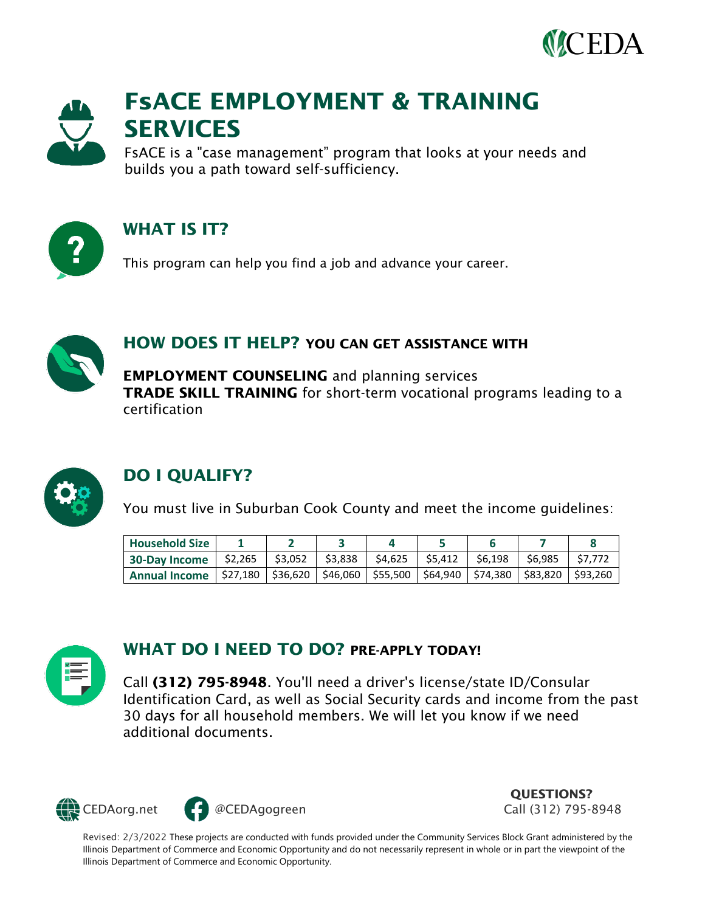CEDA

# FsACE EMPLOYMENT & TRAINING SERVICES

FsACE is a "case management" program that looks at your needs and builds you a path toward self-sufficiency.

## WHAT IS IT?

This program can help you find a job and advance your career.

## HOW DOES IT HELP? YOU CAN GET ASSISTANCE WITH

**EMPLOYMENT COUNSELING** and planning services
**TRADE SKILL TRAINING** for short-term vocational programs leading to a certification

## DO I QUALIFY?

You must live in Suburban Cook County and meet the income guidelines:

| Household Size | 1 | 2 | 3 | 4 | 5 | 6 | 7 | 8 |
|---|---|---|---|---|---|---|---|---|
| 30-Day Income | $2,265 | $3,052 | $3,838 | $4,625 | $5,412 | $6,198 | $6,985 | $7,772 |
| Annual Income | $27,180 | $36,620 | $46,060 | $55,500 | $64,940 | $74,380 | $83,820 | $93,260 |

## WHAT DO I NEED TO DO? PRE-APPLY TODAY!

Call **(312) 795-8948**. You'll need a driver's license/state ID/Consular Identification Card, as well as Social Security cards and income from the past 30 days for all household members. We will let you know if we need additional documents.

CEDAorg.net

@CEDAgogreen

**QUESTIONS?**
Call (312) 795-8948

Revised: 2/3/2022 These projects are conducted with funds provided under the Community Services Block Grant administered by the Illinois Department of Commerce and Economic Opportunity and do not necessarily represent in whole or in part the viewpoint of the Illinois Department of Commerce and Economic Opportunity.